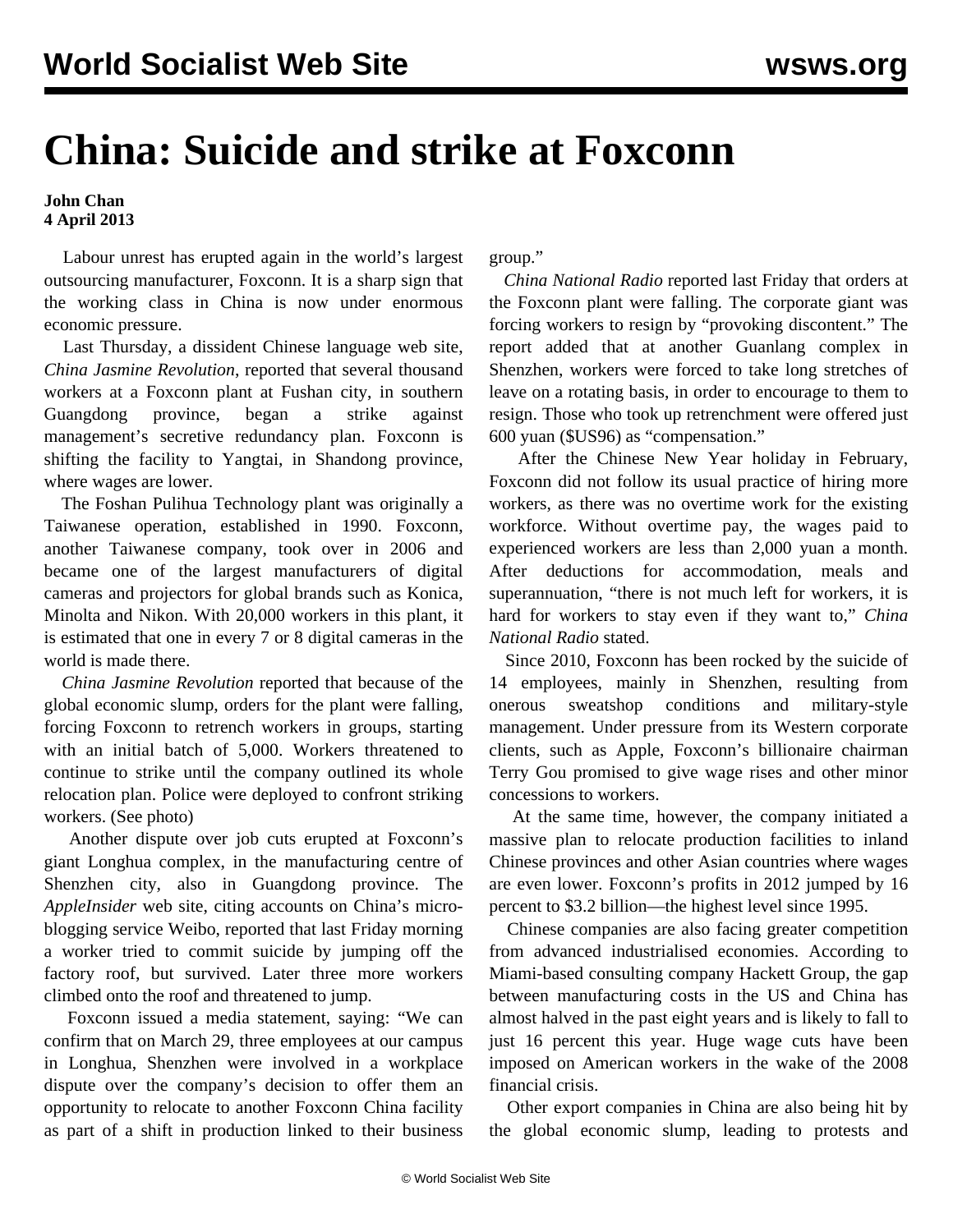# China: Suicide and strike at Foxconn

**John Chan**
**4 April 2013**

Labour unrest has erupted again in the world's largest outsourcing manufacturer, Foxconn. It is a sharp sign that the working class in China is now under enormous economic pressure.

Last Thursday, a dissident Chinese language web site, *China Jasmine Revolution*, reported that several thousand workers at a Foxconn plant at Fushan city, in southern Guangdong province, began a strike against management's secretive redundancy plan. Foxconn is shifting the facility to Yangtai, in Shandong province, where wages are lower.

The Foshan Pulihua Technology plant was originally a Taiwanese operation, established in 1990. Foxconn, another Taiwanese company, took over in 2006 and became one of the largest manufacturers of digital cameras and projectors for global brands such as Konica, Minolta and Nikon. With 20,000 workers in this plant, it is estimated that one in every 7 or 8 digital cameras in the world is made there.

*China Jasmine Revolution* reported that because of the global economic slump, orders for the plant were falling, forcing Foxconn to retrench workers in groups, starting with an initial batch of 5,000. Workers threatened to continue to strike until the company outlined its whole relocation plan. Police were deployed to confront striking workers. (See photo)

Another dispute over job cuts erupted at Foxconn's giant Longhua complex, in the manufacturing centre of Shenzhen city, also in Guangdong province. The *AppleInsider* web site, citing accounts on China's micro-blogging service Weibo, reported that last Friday morning a worker tried to commit suicide by jumping off the factory roof, but survived. Later three more workers climbed onto the roof and threatened to jump.

Foxconn issued a media statement, saying: "We can confirm that on March 29, three employees at our campus in Longhua, Shenzhen were involved in a workplace dispute over the company's decision to offer them an opportunity to relocate to another Foxconn China facility as part of a shift in production linked to their business group."

*China National Radio* reported last Friday that orders at the Foxconn plant were falling. The corporate giant was forcing workers to resign by "provoking discontent." The report added that at another Guanlang complex in Shenzhen, workers were forced to take long stretches of leave on a rotating basis, in order to encourage to them to resign. Those who took up retrenchment were offered just 600 yuan ($US96) as "compensation."

After the Chinese New Year holiday in February, Foxconn did not follow its usual practice of hiring more workers, as there was no overtime work for the existing workforce. Without overtime pay, the wages paid to experienced workers are less than 2,000 yuan a month. After deductions for accommodation, meals and superannuation, "there is not much left for workers, it is hard for workers to stay even if they want to," *China National Radio* stated.

Since 2010, Foxconn has been rocked by the suicide of 14 employees, mainly in Shenzhen, resulting from onerous sweatshop conditions and military-style management. Under pressure from its Western corporate clients, such as Apple, Foxconn's billionaire chairman Terry Gou promised to give wage rises and other minor concessions to workers.

At the same time, however, the company initiated a massive plan to relocate production facilities to inland Chinese provinces and other Asian countries where wages are even lower. Foxconn's profits in 2012 jumped by 16 percent to $3.2 billion—the highest level since 1995.

Chinese companies are also facing greater competition from advanced industrialised economies. According to Miami-based consulting company Hackett Group, the gap between manufacturing costs in the US and China has almost halved in the past eight years and is likely to fall to just 16 percent this year. Huge wage cuts have been imposed on American workers in the wake of the 2008 financial crisis.

Other export companies in China are also being hit by the global economic slump, leading to protests and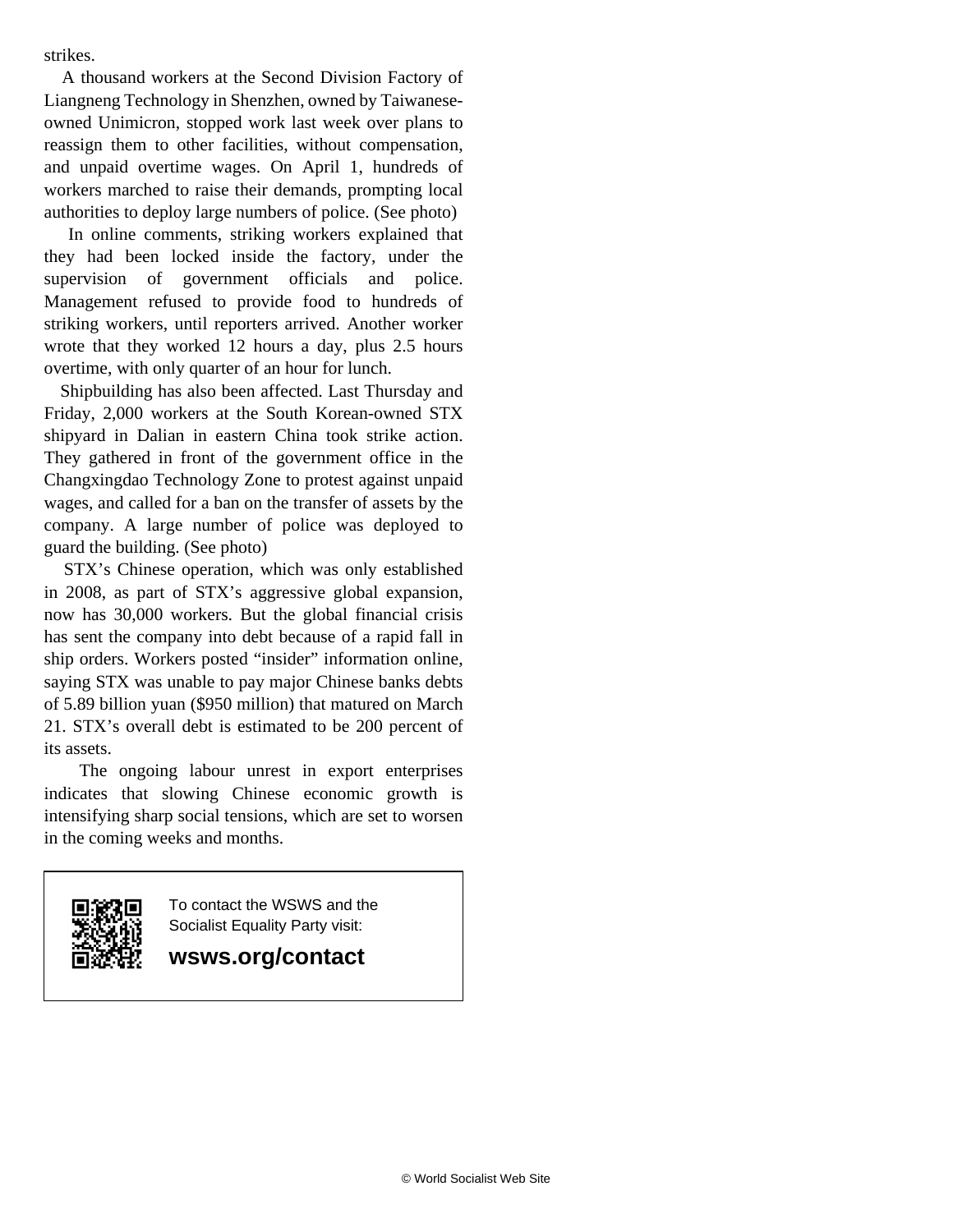strikes.

A thousand workers at the Second Division Factory of Liangneng Technology in Shenzhen, owned by Taiwanese-owned Unimicron, stopped work last week over plans to reassign them to other facilities, without compensation, and unpaid overtime wages. On April 1, hundreds of workers marched to raise their demands, prompting local authorities to deploy large numbers of police. (See photo)

In online comments, striking workers explained that they had been locked inside the factory, under the supervision of government officials and police. Management refused to provide food to hundreds of striking workers, until reporters arrived. Another worker wrote that they worked 12 hours a day, plus 2.5 hours overtime, with only quarter of an hour for lunch.

Shipbuilding has also been affected. Last Thursday and Friday, 2,000 workers at the South Korean-owned STX shipyard in Dalian in eastern China took strike action. They gathered in front of the government office in the Changxingdao Technology Zone to protest against unpaid wages, and called for a ban on the transfer of assets by the company. A large number of police was deployed to guard the building. (See photo)

STX's Chinese operation, which was only established in 2008, as part of STX's aggressive global expansion, now has 30,000 workers. But the global financial crisis has sent the company into debt because of a rapid fall in ship orders. Workers posted "insider" information online, saying STX was unable to pay major Chinese banks debts of 5.89 billion yuan ($950 million) that matured on March 21. STX's overall debt is estimated to be 200 percent of its assets.

The ongoing labour unrest in export enterprises indicates that slowing Chinese economic growth is intensifying sharp social tensions, which are set to worsen in the coming weeks and months.

To contact the WSWS and the Socialist Equality Party visit:

**wsws.org/contact**